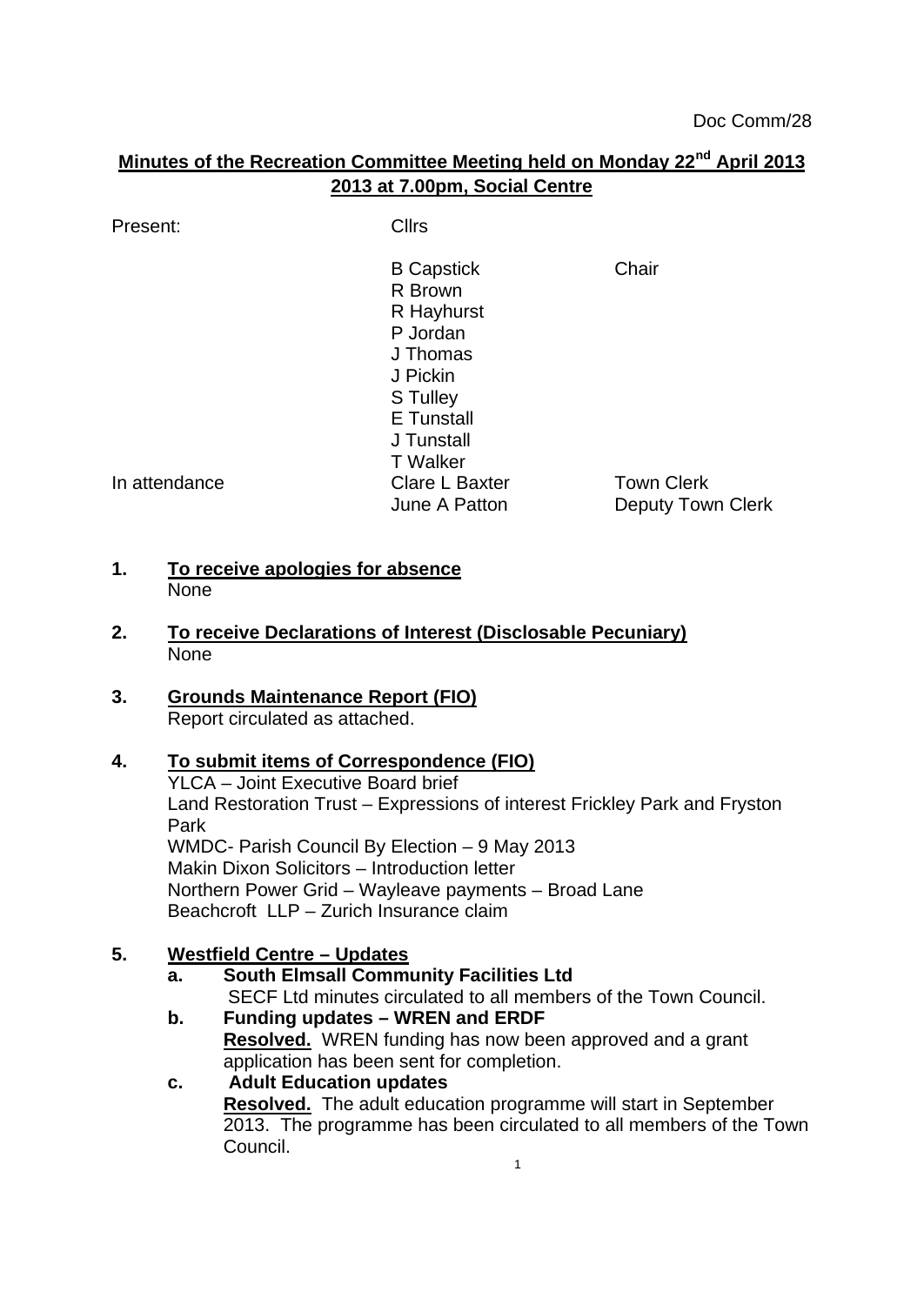Doc Comm/28

## Minutes of the Recreation Committee Meeting held on Monday 22nd April 2013 2013 at 7.00pm, Social Centre

| | | |
|---|---|---|
| Present: | Cllrs | |
| | B Capstick | Chair |
| | R Brown | |
| | R Hayhurst | |
| | P Jordan | |
| | J Thomas | |
| | J Pickin | |
| | S Tulley | |
| | E Tunstall | |
| | J Tunstall | |
| | T Walker | |
| In attendance | Clare L Baxter | Town Clerk |
| | June A Patton | Deputy Town Clerk |

**1. To receive apologies for absence**
None

**2. To receive Declarations of Interest (Disclosable Pecuniary)**
None

**3. Grounds Maintenance Report (FIO)**
Report circulated as attached.

**4. To submit items of Correspondence (FIO)**
YLCA – Joint Executive Board brief
Land Restoration Trust – Expressions of interest Frickley Park and Fryston Park
WMDC- Parish Council By Election – 9 May 2013
Makin Dixon Solicitors – Introduction letter
Northern Power Grid – Wayleave payments – Broad Lane
Beachcroft LLP – Zurich Insurance claim

**5. Westfield Centre – Updates**

**a. South Elmsall Community Facilities Ltd**
SECF Ltd minutes circulated to all members of the Town Council.

**b. Funding updates – WREN and ERDF**
**Resolved.** WREN funding has now been approved and a grant application has been sent for completion.

**c. Adult Education updates**
**Resolved.** The adult education programme will start in September 2013. The programme has been circulated to all members of the Town Council.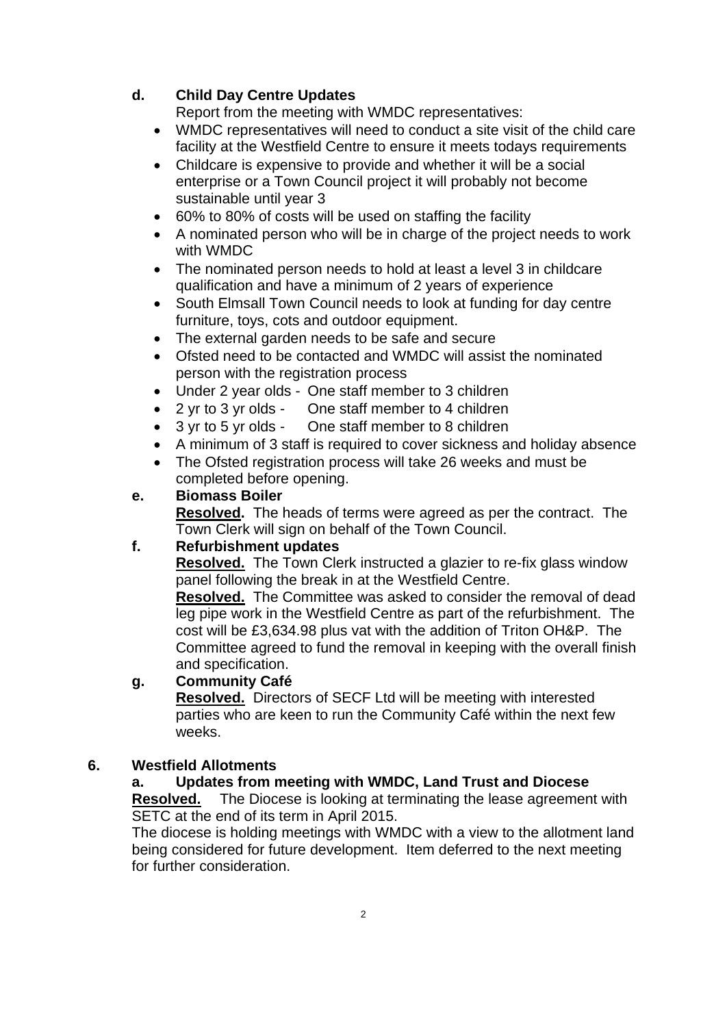**d. Child Day Centre Updates**

Report from the meeting with WMDC representatives:

- WMDC representatives will need to conduct a site visit of the child care facility at the Westfield Centre to ensure it meets todays requirements
- Childcare is expensive to provide and whether it will be a social enterprise or a Town Council project it will probably not become sustainable until year 3
- 60% to 80% of costs will be used on staffing the facility
- A nominated person who will be in charge of the project needs to work with WMDC
- The nominated person needs to hold at least a level 3 in childcare qualification and have a minimum of 2 years of experience
- South Elmsall Town Council needs to look at funding for day centre furniture, toys, cots and outdoor equipment.
- The external garden needs to be safe and secure
- Ofsted need to be contacted and WMDC will assist the nominated person with the registration process
- Under 2 year olds - One staff member to 3 children
- 2 yr to 3 yr olds - One staff member to 4 children
- 3 yr to 5 yr olds - One staff member to 8 children
- A minimum of 3 staff is required to cover sickness and holiday absence
- The Ofsted registration process will take 26 weeks and must be completed before opening.

**e. Biomass Boiler**

**Resolved.** The heads of terms were agreed as per the contract. The Town Clerk will sign on behalf of the Town Council.

**f. Refurbishment updates**

**Resolved.** The Town Clerk instructed a glazier to re-fix glass window panel following the break in at the Westfield Centre.

**Resolved.** The Committee was asked to consider the removal of dead leg pipe work in the Westfield Centre as part of the refurbishment. The cost will be £3,634.98 plus vat with the addition of Triton OH&P. The Committee agreed to fund the removal in keeping with the overall finish and specification.

**g. Community Café**

**Resolved.** Directors of SECF Ltd will be meeting with interested parties who are keen to run the Community Café within the next few weeks.

**6. Westfield Allotments**

**a. Updates from meeting with WMDC, Land Trust and Diocese**

**Resolved.** The Diocese is looking at terminating the lease agreement with SETC at the end of its term in April 2015.

The diocese is holding meetings with WMDC with a view to the allotment land being considered for future development. Item deferred to the next meeting for further consideration.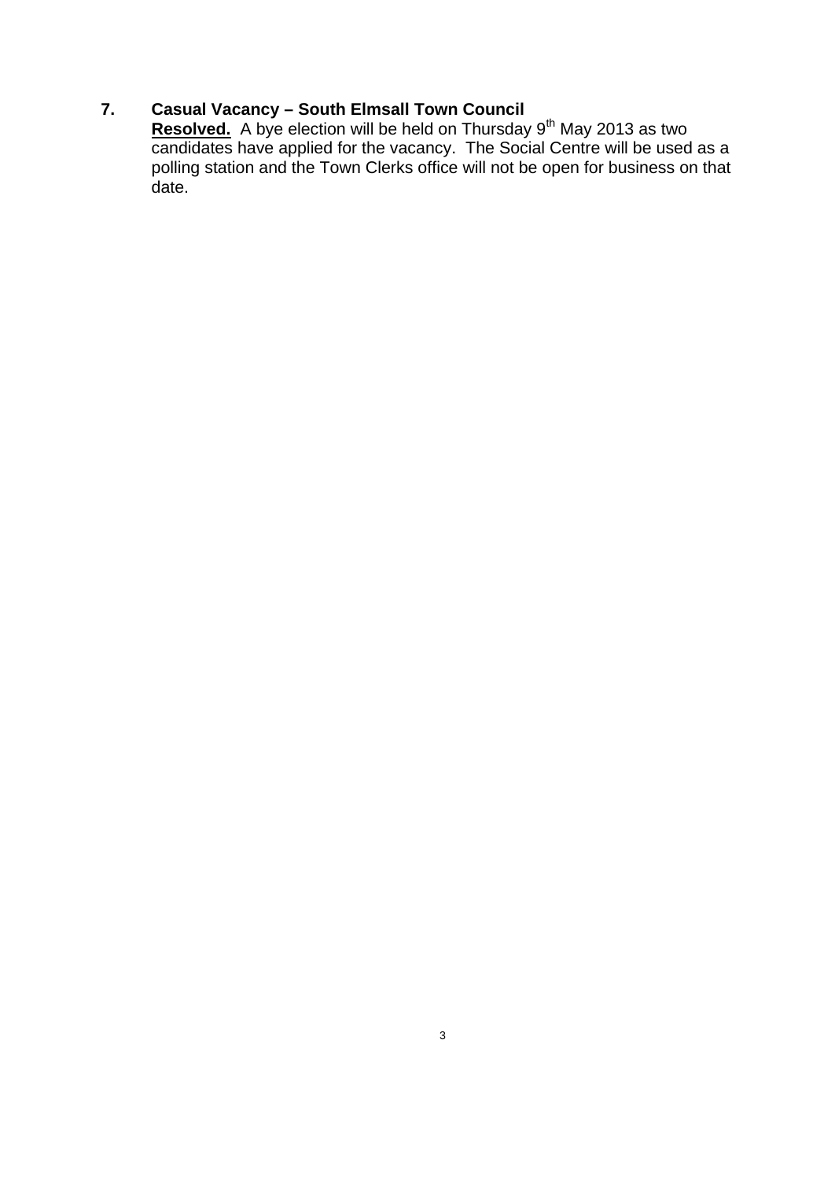## 7. Casual Vacancy – South Elmsall Town Council

**Resolved.** A bye election will be held on Thursday 9th May 2013 as two candidates have applied for the vacancy. The Social Centre will be used as a polling station and the Town Clerks office will not be open for business on that date.